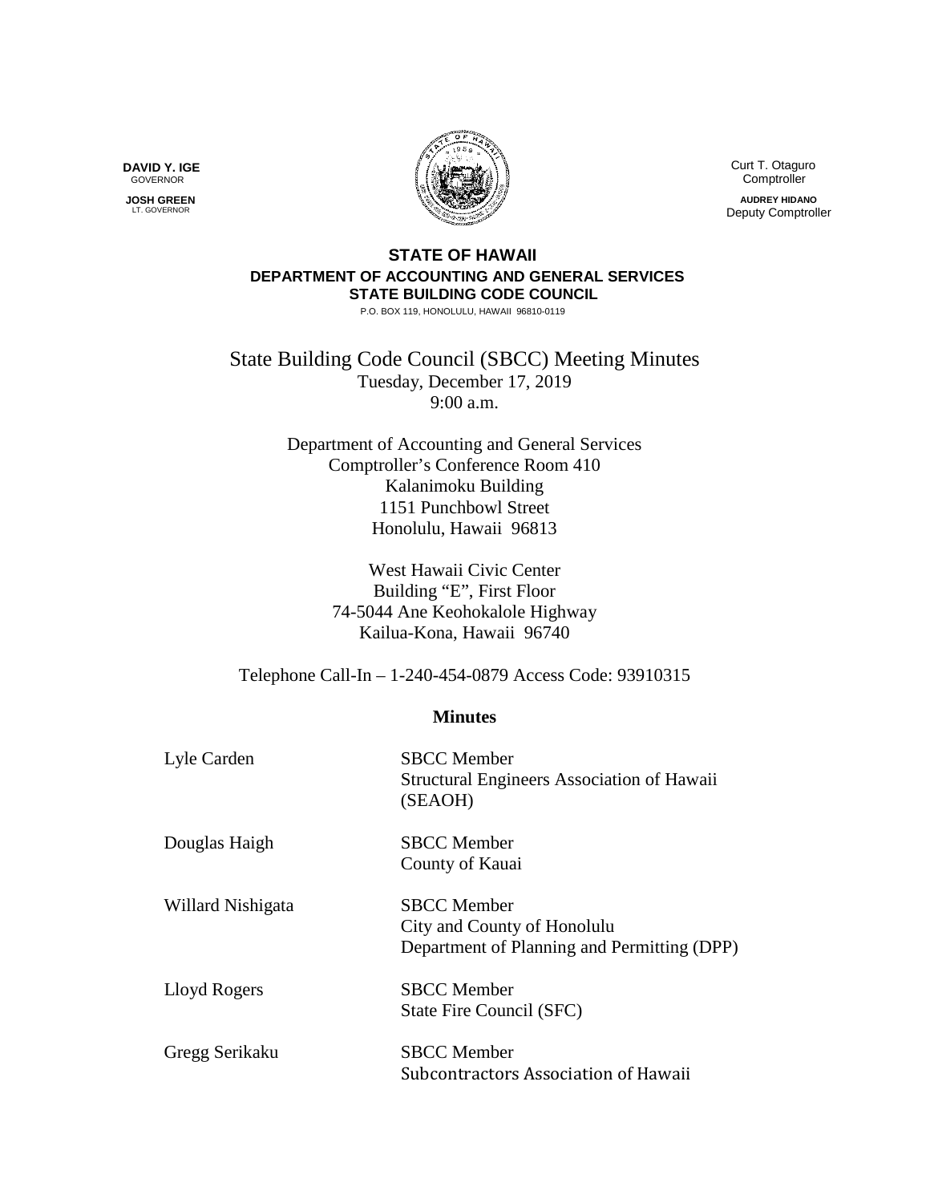**DAVID Y. IGE**
GOVERNOR

**JOSH GREEN**
LT. GOVERNOR

Curt T. Otaguro
Comptroller

**AUDREY HIDANO**
Deputy Comptroller

**STATE OF HAWAII**
**DEPARTMENT OF ACCOUNTING AND GENERAL SERVICES**
**STATE BUILDING CODE COUNCIL**
P.O. BOX 119, HONOLULU, HAWAII 96810-0119

# State Building Code Council (SBCC) Meeting Minutes

Tuesday, December 17, 2019
9:00 a.m.

Department of Accounting and General Services
Comptroller's Conference Room 410
Kalanimoku Building
1151 Punchbowl Street
Honolulu, Hawaii 96813

West Hawaii Civic Center
Building "E", First Floor
74-5044 Ane Keohokalole Highway
Kailua-Kona, Hawaii 96740

Telephone Call-In – 1-240-454-0879 Access Code: 93910315

## Minutes

| | |
|---|---|
| Lyle Carden | SBCC Member<br>Structural Engineers Association of Hawaii (SEAOH) |
| Douglas Haigh | SBCC Member<br>County of Kauai |
| Willard Nishigata | SBCC Member<br>City and County of Honolulu<br>Department of Planning and Permitting (DPP) |
| Lloyd Rogers | SBCC Member<br>State Fire Council (SFC) |
| Gregg Serikaku | SBCC Member<br>Subcontractors Association of Hawaii |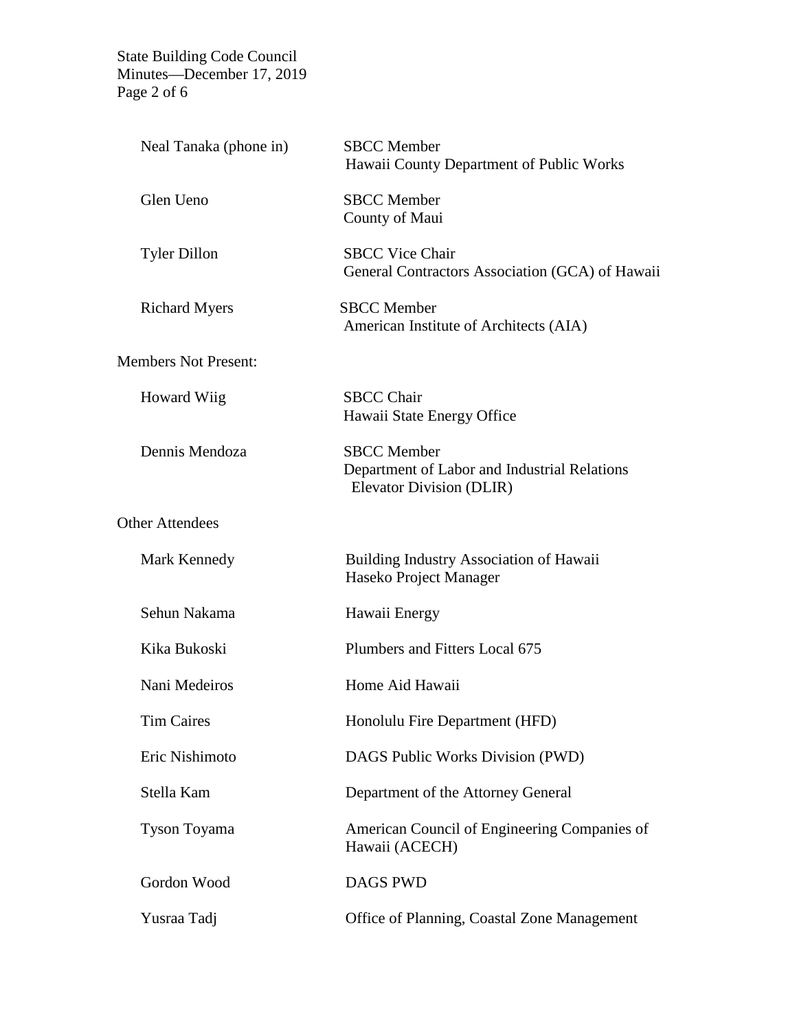| | |
|---|---|
| Neal Tanaka (phone in) | SBCC Member<br>Hawaii County Department of Public Works |
| Glen Ueno | SBCC Member<br>County of Maui |
| Tyler Dillon | SBCC Vice Chair<br>General Contractors Association (GCA) of Hawaii |
| Richard Myers | SBCC Member<br>American Institute of Architects (AIA) |

Members Not Present:

| | |
|---|---|
| Howard Wiig | SBCC Chair<br>Hawaii State Energy Office |
| Dennis Mendoza | SBCC Member<br>Department of Labor and Industrial Relations<br>Elevator Division (DLIR) |

Other Attendees

| | |
|---|---|
| Mark Kennedy | Building Industry Association of Hawaii<br>Haseko Project Manager |
| Sehun Nakama | Hawaii Energy |
| Kika Bukoski | Plumbers and Fitters Local 675 |
| Nani Medeiros | Home Aid Hawaii |
| Tim Caires | Honolulu Fire Department (HFD) |
| Eric Nishimoto | DAGS Public Works Division (PWD) |
| Stella Kam | Department of the Attorney General |
| Tyson Toyama | American Council of Engineering Companies of Hawaii (ACECH) |
| Gordon Wood | DAGS PWD |
| Yusraa Tadj | Office of Planning, Coastal Zone Management |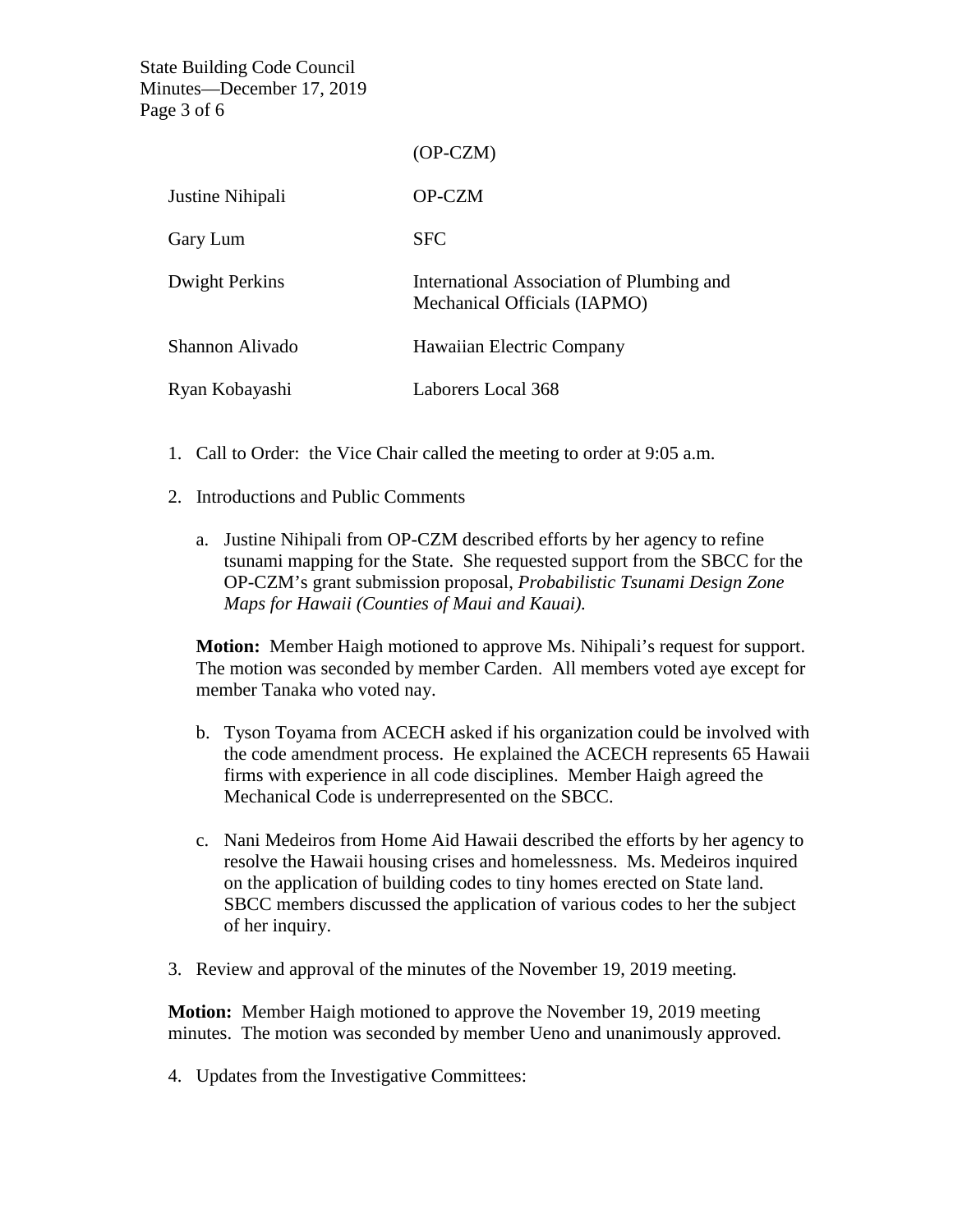| | |
|---|---|
| | (OP-CZM) |
| Justine Nihipali | OP-CZM |
| Gary Lum | SFC |
| Dwight Perkins | International Association of Plumbing and Mechanical Officials (IAPMO) |
| Shannon Alivado | Hawaiian Electric Company |
| Ryan Kobayashi | Laborers Local 368 |

1. Call to Order: the Vice Chair called the meeting to order at 9:05 a.m.

2. Introductions and Public Comments

   a. Justine Nihipali from OP-CZM described efforts by her agency to refine tsunami mapping for the State. She requested support from the SBCC for the OP-CZM's grant submission proposal, *Probabilistic Tsunami Design Zone Maps for Hawaii (Counties of Maui and Kauai).*

   **Motion:** Member Haigh motioned to approve Ms. Nihipali's request for support. The motion was seconded by member Carden. All members voted aye except for member Tanaka who voted nay.

   b. Tyson Toyama from ACECH asked if his organization could be involved with the code amendment process. He explained the ACECH represents 65 Hawaii firms with experience in all code disciplines. Member Haigh agreed the Mechanical Code is underrepresented on the SBCC.

   c. Nani Medeiros from Home Aid Hawaii described the efforts by her agency to resolve the Hawaii housing crises and homelessness. Ms. Medeiros inquired on the application of building codes to tiny homes erected on State land. SBCC members discussed the application of various codes to her the subject of her inquiry.

3. Review and approval of the minutes of the November 19, 2019 meeting.

**Motion:** Member Haigh motioned to approve the November 19, 2019 meeting minutes. The motion was seconded by member Ueno and unanimously approved.

4. Updates from the Investigative Committees: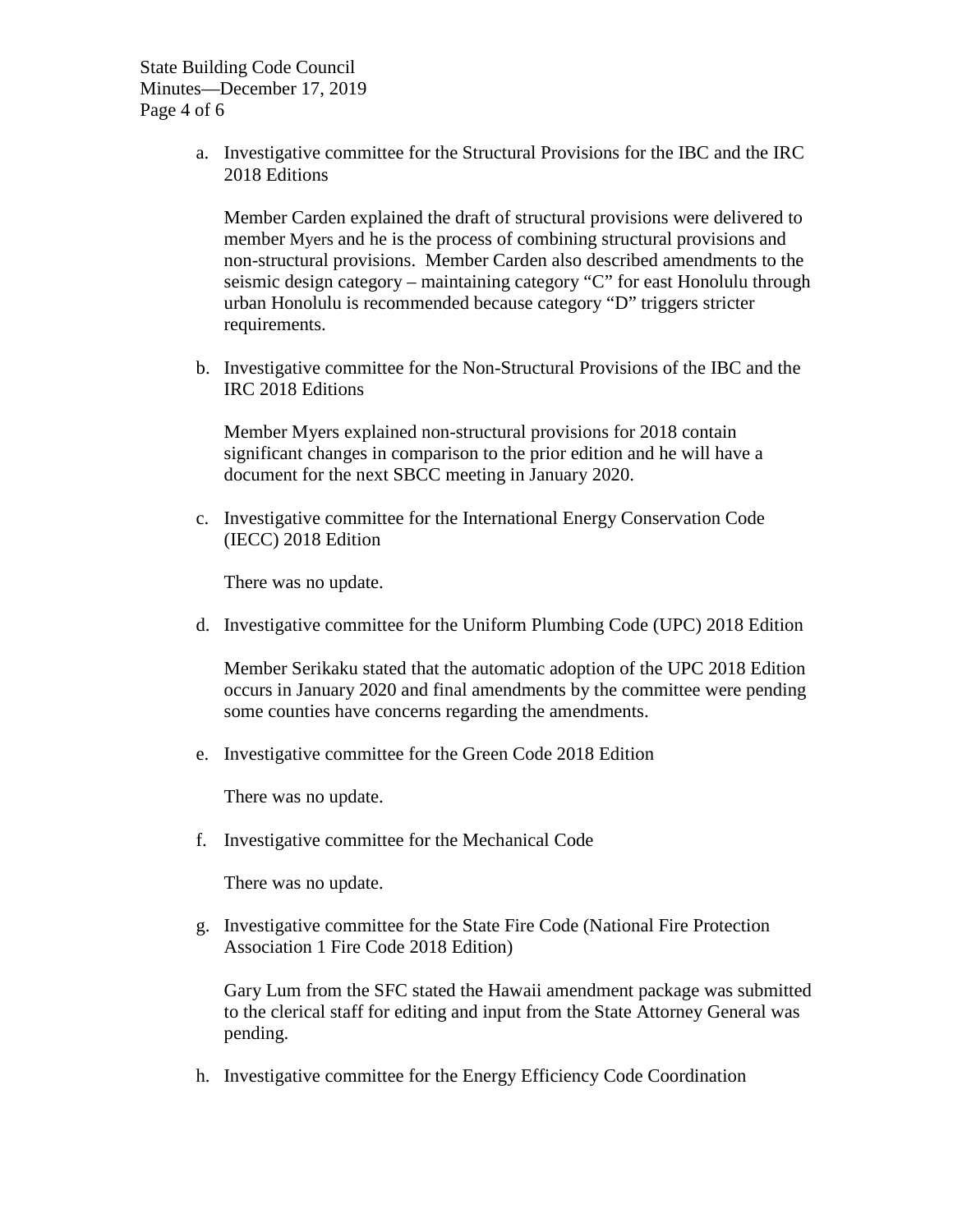a. Investigative committee for the Structural Provisions for the IBC and the IRC 2018 Editions

   Member Carden explained the draft of structural provisions were delivered to member Myers and he is the process of combining structural provisions and non-structural provisions. Member Carden also described amendments to the seismic design category – maintaining category "C" for east Honolulu through urban Honolulu is recommended because category "D" triggers stricter requirements.

b. Investigative committee for the Non-Structural Provisions of the IBC and the IRC 2018 Editions

   Member Myers explained non-structural provisions for 2018 contain significant changes in comparison to the prior edition and he will have a document for the next SBCC meeting in January 2020.

c. Investigative committee for the International Energy Conservation Code (IECC) 2018 Edition

   There was no update.

d. Investigative committee for the Uniform Plumbing Code (UPC) 2018 Edition

   Member Serikaku stated that the automatic adoption of the UPC 2018 Edition occurs in January 2020 and final amendments by the committee were pending some counties have concerns regarding the amendments.

e. Investigative committee for the Green Code 2018 Edition

   There was no update.

f. Investigative committee for the Mechanical Code

   There was no update.

g. Investigative committee for the State Fire Code (National Fire Protection Association 1 Fire Code 2018 Edition)

   Gary Lum from the SFC stated the Hawaii amendment package was submitted to the clerical staff for editing and input from the State Attorney General was pending.

h. Investigative committee for the Energy Efficiency Code Coordination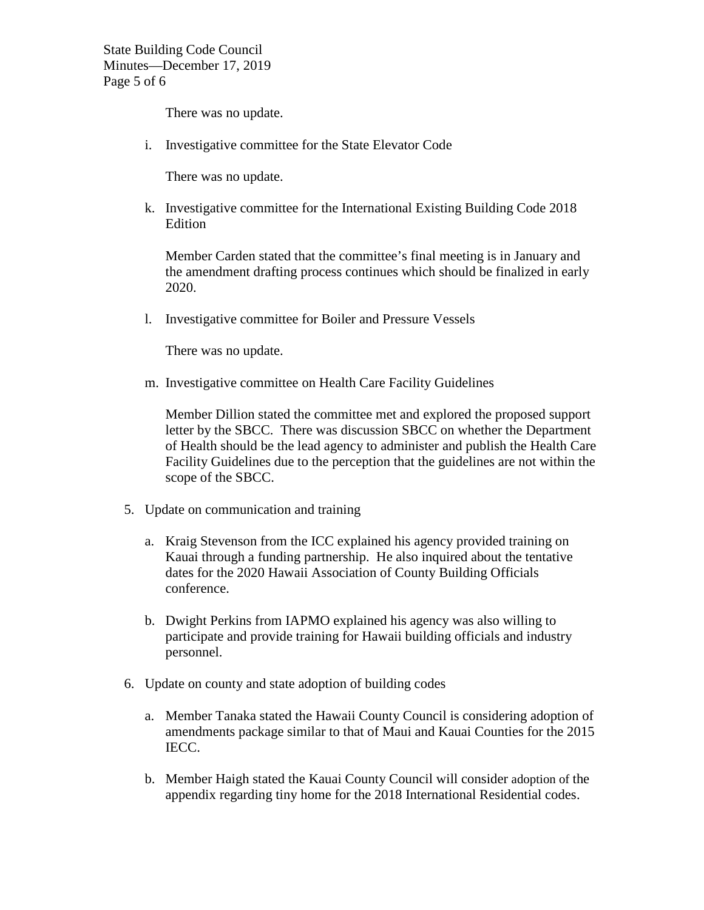There was no update.

i. Investigative committee for the State Elevator Code

   There was no update.

k. Investigative committee for the International Existing Building Code 2018 Edition

   Member Carden stated that the committee's final meeting is in January and the amendment drafting process continues which should be finalized in early 2020.

l. Investigative committee for Boiler and Pressure Vessels

   There was no update.

m. Investigative committee on Health Care Facility Guidelines

   Member Dillion stated the committee met and explored the proposed support letter by the SBCC. There was discussion SBCC on whether the Department of Health should be the lead agency to administer and publish the Health Care Facility Guidelines due to the perception that the guidelines are not within the scope of the SBCC.

5. Update on communication and training

   a. Kraig Stevenson from the ICC explained his agency provided training on Kauai through a funding partnership. He also inquired about the tentative dates for the 2020 Hawaii Association of County Building Officials conference.

   b. Dwight Perkins from IAPMO explained his agency was also willing to participate and provide training for Hawaii building officials and industry personnel.

6. Update on county and state adoption of building codes

   a. Member Tanaka stated the Hawaii County Council is considering adoption of amendments package similar to that of Maui and Kauai Counties for the 2015 IECC.

   b. Member Haigh stated the Kauai County Council will consider adoption of the appendix regarding tiny home for the 2018 International Residential codes.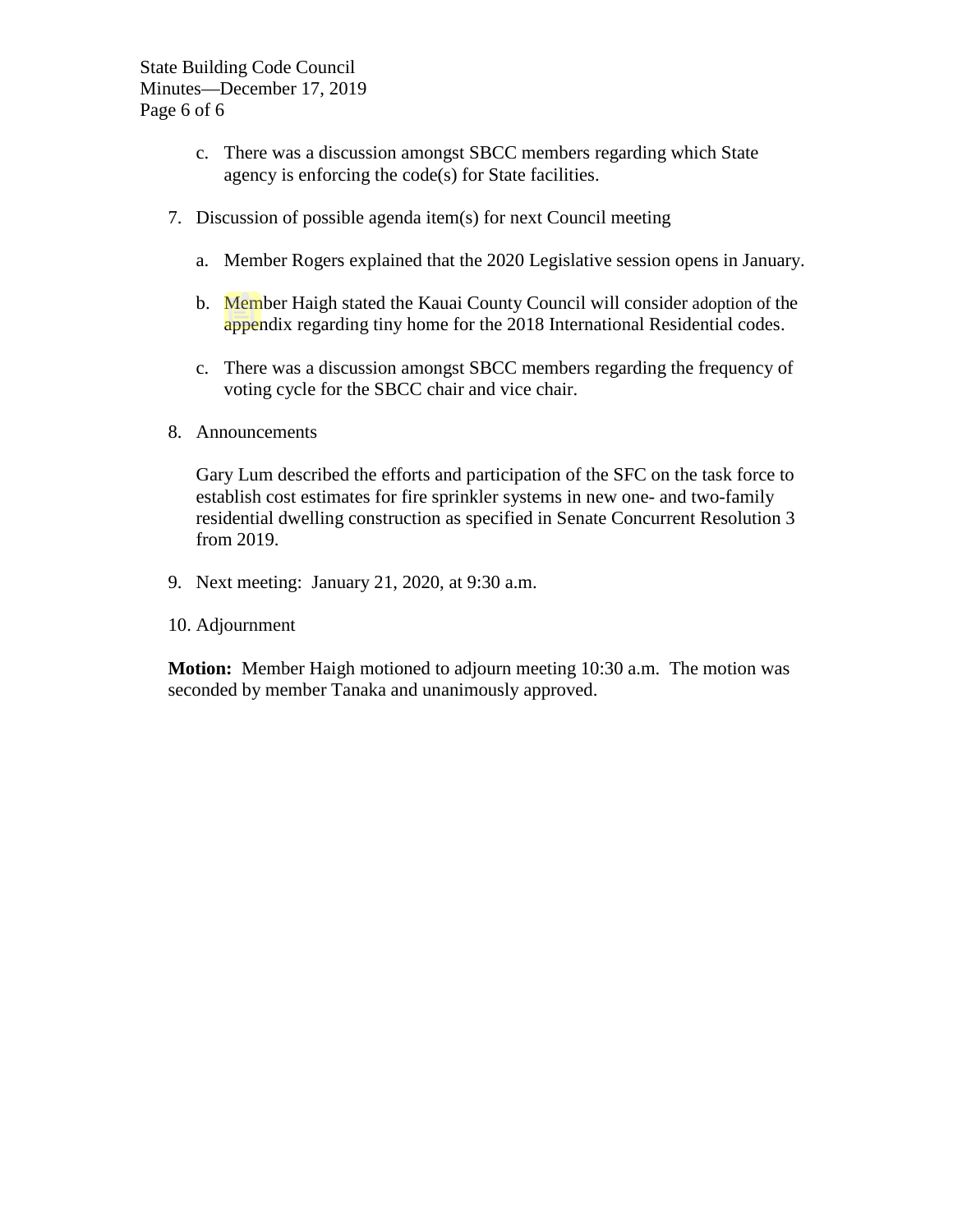c. There was a discussion amongst SBCC members regarding which State agency is enforcing the code(s) for State facilities.

7. Discussion of possible agenda item(s) for next Council meeting

   a. Member Rogers explained that the 2020 Legislative session opens in January.

   b. Member Haigh stated the Kauai County Council will consider adoption of the appendix regarding tiny home for the 2018 International Residential codes.

   c. There was a discussion amongst SBCC members regarding the frequency of voting cycle for the SBCC chair and vice chair.

8. Announcements

   Gary Lum described the efforts and participation of the SFC on the task force to establish cost estimates for fire sprinkler systems in new one- and two-family residential dwelling construction as specified in Senate Concurrent Resolution 3 from 2019.

9. Next meeting: January 21, 2020, at 9:30 a.m.

10. Adjournment

**Motion:** Member Haigh motioned to adjourn meeting 10:30 a.m. The motion was seconded by member Tanaka and unanimously approved.